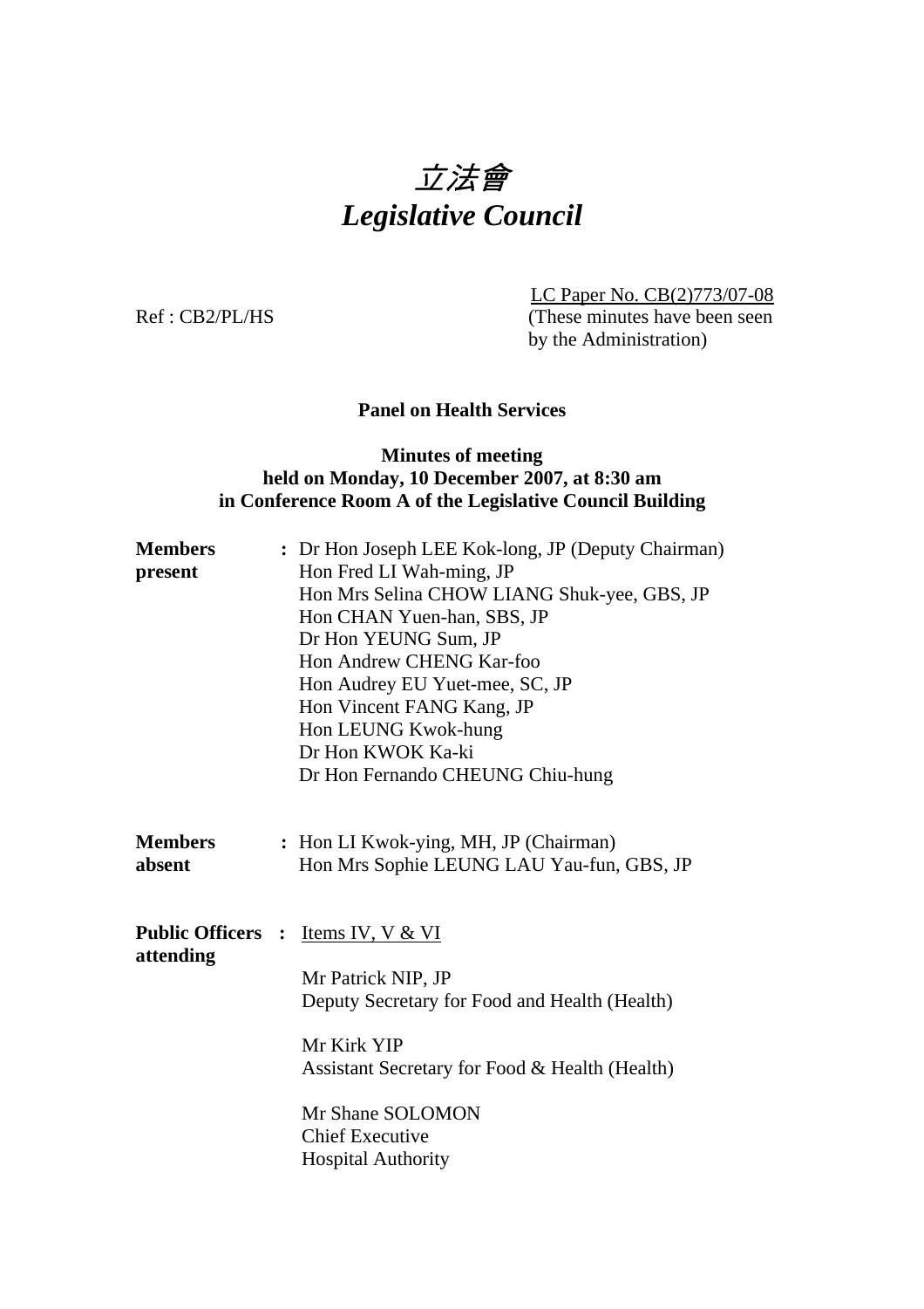# *立法會*
# *Legislative Council*

LC Paper No. CB(2)773/07-08
Ref : CB2/PL/HS (These minutes have been seen by the Administration)

**Panel on Health Services**

**Minutes of meeting**
**held on Monday, 10 December 2007, at 8:30 am**
**in Conference Room A of the Legislative Council Building**

**Members present** : Dr Hon Joseph LEE Kok-long, JP (Deputy Chairman)
Hon Fred LI Wah-ming, JP
Hon Mrs Selina CHOW LIANG Shuk-yee, GBS, JP
Hon CHAN Yuen-han, SBS, JP
Dr Hon YEUNG Sum, JP
Hon Andrew CHENG Kar-foo
Hon Audrey EU Yuet-mee, SC, JP
Hon Vincent FANG Kang, JP
Hon LEUNG Kwok-hung
Dr Hon KWOK Ka-ki
Dr Hon Fernando CHEUNG Chiu-hung

**Members absent** : Hon LI Kwok-ying, MH, JP (Chairman)
Hon Mrs Sophie LEUNG LAU Yau-fun, GBS, JP

**Public Officers attending** : Items IV, V & VI

Mr Patrick NIP, JP
Deputy Secretary for Food and Health (Health)

Mr Kirk YIP
Assistant Secretary for Food & Health (Health)

Mr Shane SOLOMON
Chief Executive
Hospital Authority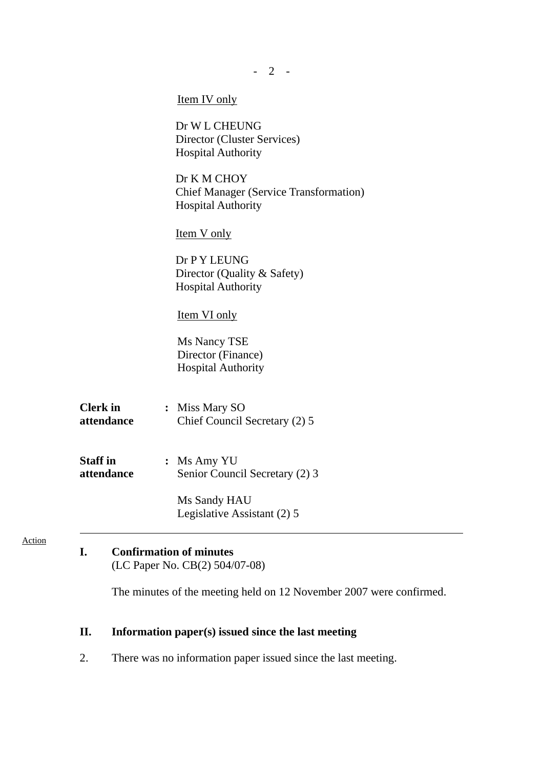<u>Item IV only</u>

Dr W L CHEUNG
Director (Cluster Services)
Hospital Authority

Dr K M CHOY
Chief Manager (Service Transformation)
Hospital Authority

<u>Item V only</u>

Dr P Y LEUNG
Director (Quality & Safety)
Hospital Authority

<u>Item VI only</u>

Ms Nancy TSE
Director (Finance)
Hospital Authority

**Clerk in attendance** : Miss Mary SO
Chief Council Secretary (2) 5

**Staff in attendance** : Ms Amy YU
Senior Council Secretary (2) 3

Ms Sandy HAU
Legislative Assistant (2) 5

---

Action

## I. Confirmation of minutes

(LC Paper No. CB(2) 504/07-08)

The minutes of the meeting held on 12 November 2007 were confirmed.

## II. Information paper(s) issued since the last meeting

2. There was no information paper issued since the last meeting.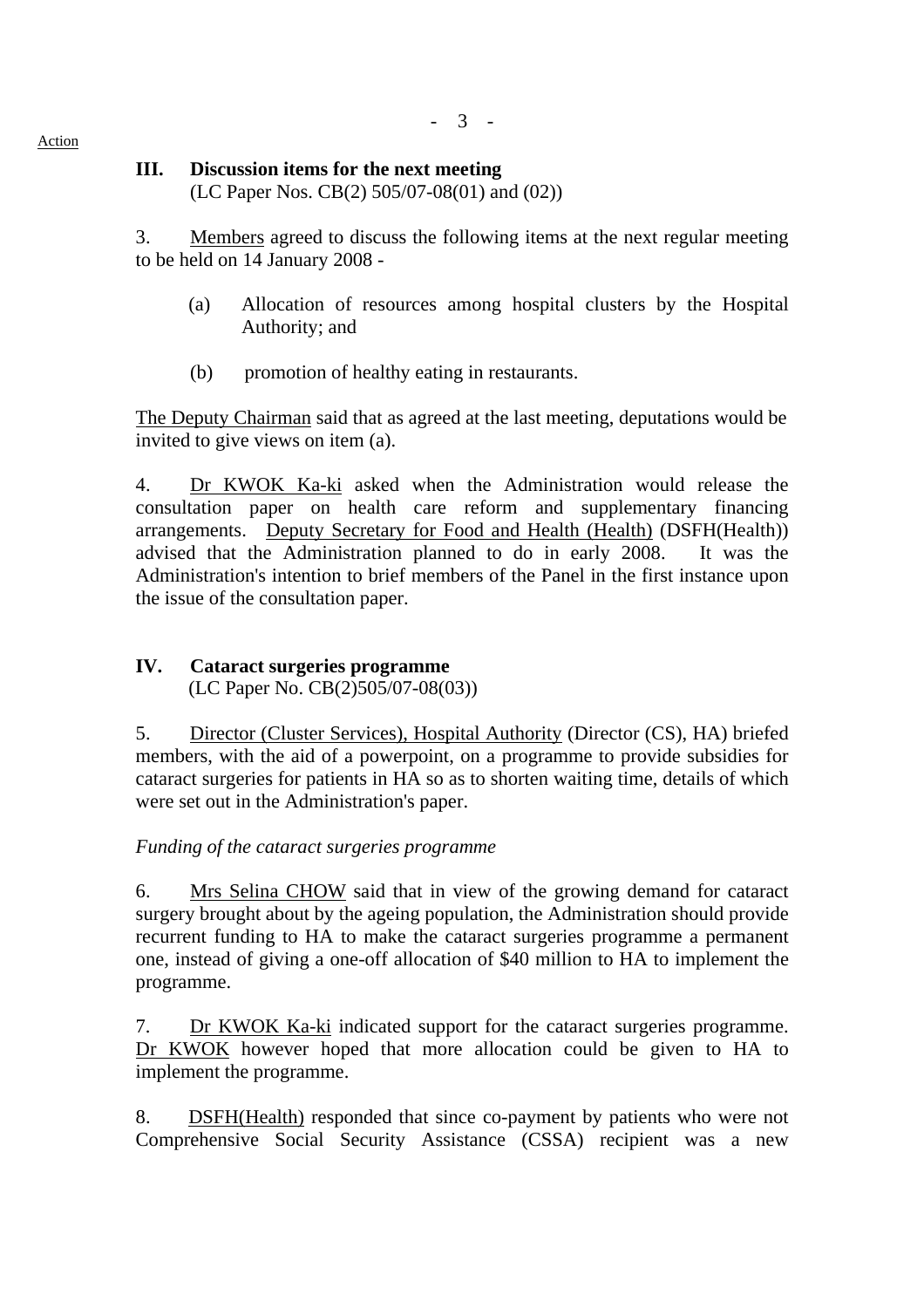Action

## III. Discussion items for the next meeting
(LC Paper Nos. CB(2) 505/07-08(01) and (02))

3. Members agreed to discuss the following items at the next regular meeting to be held on 14 January 2008 -

(a) Allocation of resources among hospital clusters by the Hospital Authority; and

(b) promotion of healthy eating in restaurants.

The Deputy Chairman said that as agreed at the last meeting, deputations would be invited to give views on item (a).

4. Dr KWOK Ka-ki asked when the Administration would release the consultation paper on health care reform and supplementary financing arrangements. Deputy Secretary for Food and Health (Health) (DSFH(Health)) advised that the Administration planned to do in early 2008. It was the Administration's intention to brief members of the Panel in the first instance upon the issue of the consultation paper.

## IV. Cataract surgeries programme
(LC Paper No. CB(2)505/07-08(03))

5. Director (Cluster Services), Hospital Authority (Director (CS), HA) briefed members, with the aid of a powerpoint, on a programme to provide subsidies for cataract surgeries for patients in HA so as to shorten waiting time, details of which were set out in the Administration's paper.

*Funding of the cataract surgeries programme*

6. Mrs Selina CHOW said that in view of the growing demand for cataract surgery brought about by the ageing population, the Administration should provide recurrent funding to HA to make the cataract surgeries programme a permanent one, instead of giving a one-off allocation of $40 million to HA to implement the programme.

7. Dr KWOK Ka-ki indicated support for the cataract surgeries programme. Dr KWOK however hoped that more allocation could be given to HA to implement the programme.

8. DSFH(Health) responded that since co-payment by patients who were not Comprehensive Social Security Assistance (CSSA) recipient was a new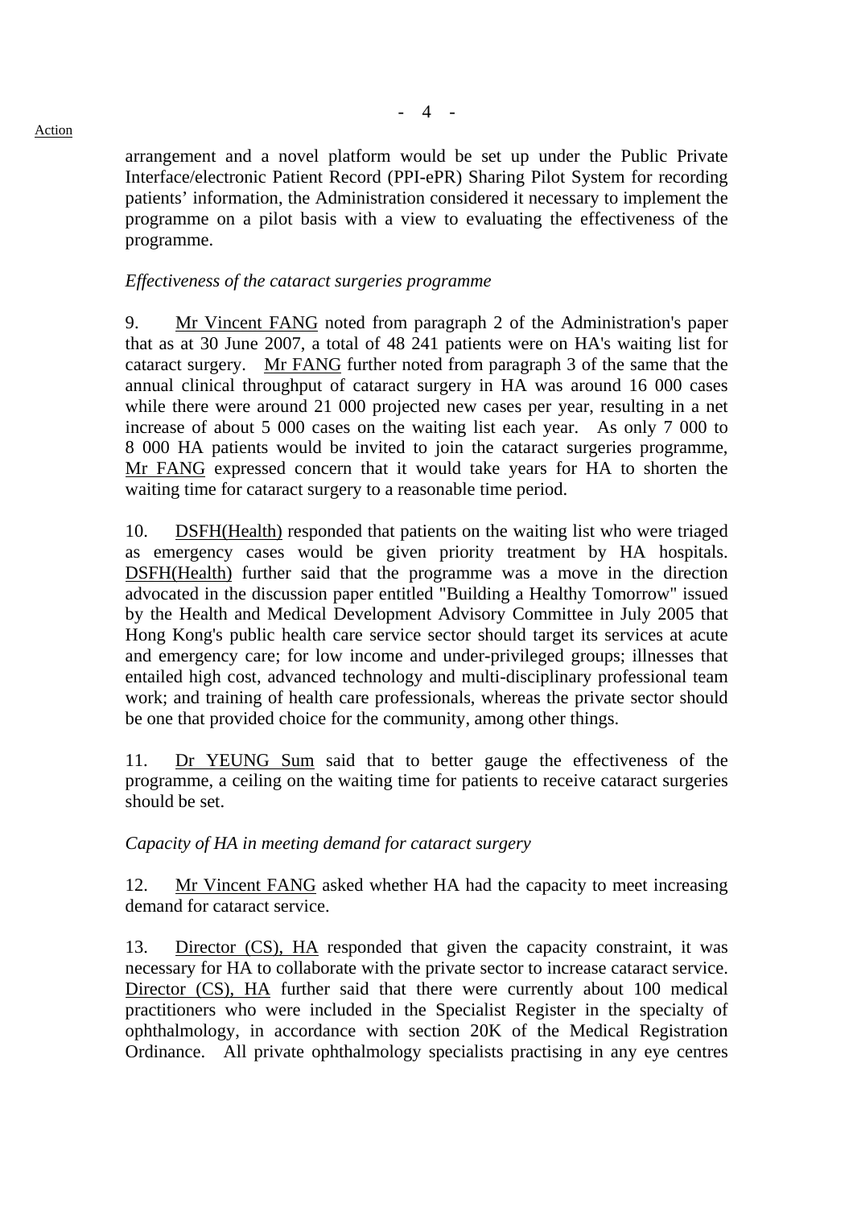arrangement and a novel platform would be set up under the Public Private Interface/electronic Patient Record (PPI-ePR) Sharing Pilot System for recording patients' information, the Administration considered it necessary to implement the programme on a pilot basis with a view to evaluating the effectiveness of the programme.

*Effectiveness of the cataract surgeries programme*

9. Mr Vincent FANG noted from paragraph 2 of the Administration's paper that as at 30 June 2007, a total of 48 241 patients were on HA's waiting list for cataract surgery. Mr FANG further noted from paragraph 3 of the same that the annual clinical throughput of cataract surgery in HA was around 16 000 cases while there were around 21 000 projected new cases per year, resulting in a net increase of about 5 000 cases on the waiting list each year. As only 7 000 to 8 000 HA patients would be invited to join the cataract surgeries programme, Mr FANG expressed concern that it would take years for HA to shorten the waiting time for cataract surgery to a reasonable time period.

10. DSFH(Health) responded that patients on the waiting list who were triaged as emergency cases would be given priority treatment by HA hospitals. DSFH(Health) further said that the programme was a move in the direction advocated in the discussion paper entitled "Building a Healthy Tomorrow" issued by the Health and Medical Development Advisory Committee in July 2005 that Hong Kong's public health care service sector should target its services at acute and emergency care; for low income and under-privileged groups; illnesses that entailed high cost, advanced technology and multi-disciplinary professional team work; and training of health care professionals, whereas the private sector should be one that provided choice for the community, among other things.

11. Dr YEUNG Sum said that to better gauge the effectiveness of the programme, a ceiling on the waiting time for patients to receive cataract surgeries should be set.

*Capacity of HA in meeting demand for cataract surgery*

12. Mr Vincent FANG asked whether HA had the capacity to meet increasing demand for cataract service.

13. Director (CS), HA responded that given the capacity constraint, it was necessary for HA to collaborate with the private sector to increase cataract service. Director (CS), HA further said that there were currently about 100 medical practitioners who were included in the Specialist Register in the specialty of ophthalmology, in accordance with section 20K of the Medical Registration Ordinance. All private ophthalmology specialists practising in any eye centres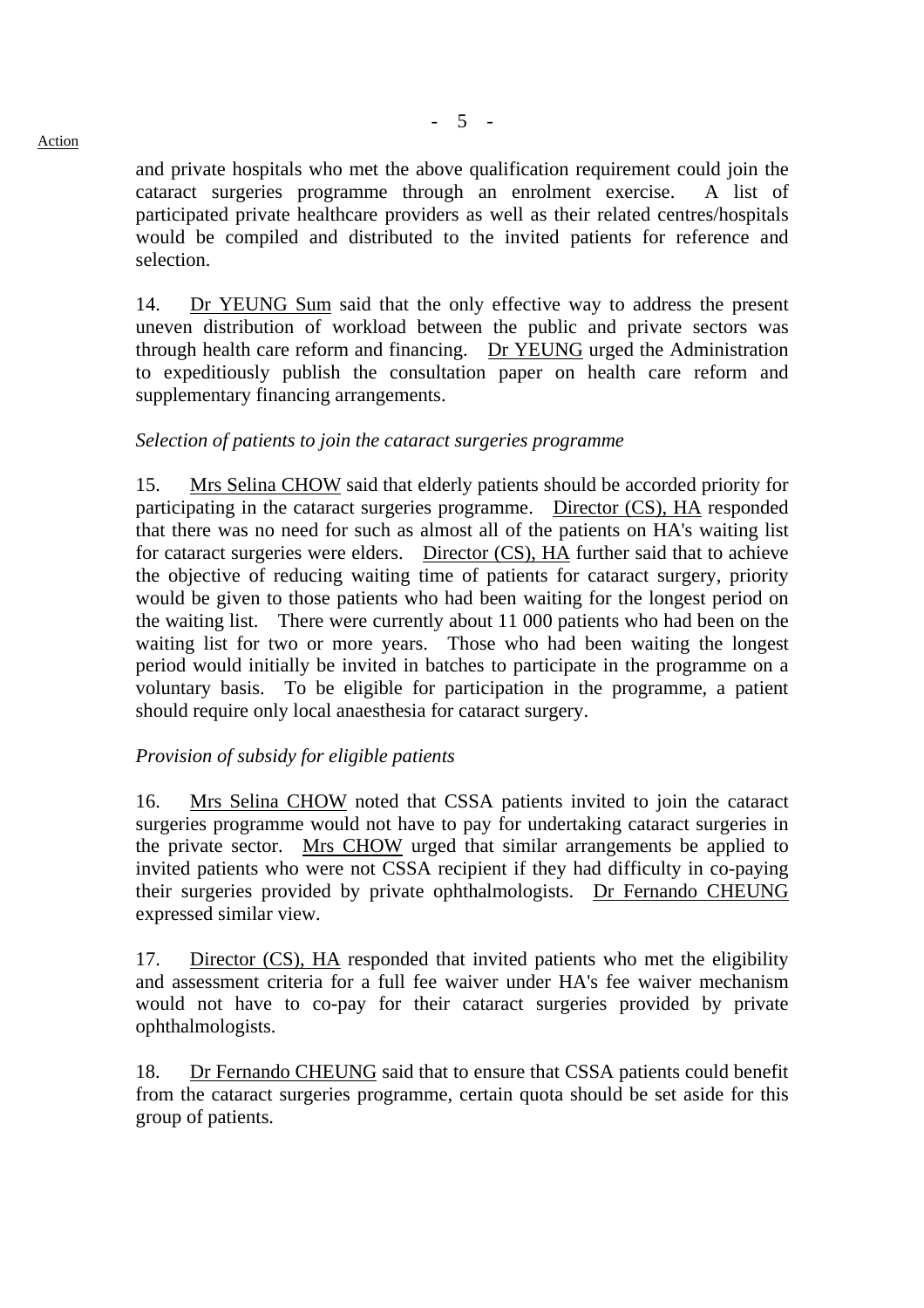and private hospitals who met the above qualification requirement could join the cataract surgeries programme through an enrolment exercise. A list of participated private healthcare providers as well as their related centres/hospitals would be compiled and distributed to the invited patients for reference and selection.

14. Dr YEUNG Sum said that the only effective way to address the present uneven distribution of workload between the public and private sectors was through health care reform and financing. Dr YEUNG urged the Administration to expeditiously publish the consultation paper on health care reform and supplementary financing arrangements.

*Selection of patients to join the cataract surgeries programme*

15. Mrs Selina CHOW said that elderly patients should be accorded priority for participating in the cataract surgeries programme. Director (CS), HA responded that there was no need for such as almost all of the patients on HA's waiting list for cataract surgeries were elders. Director (CS), HA further said that to achieve the objective of reducing waiting time of patients for cataract surgery, priority would be given to those patients who had been waiting for the longest period on the waiting list. There were currently about 11 000 patients who had been on the waiting list for two or more years. Those who had been waiting the longest period would initially be invited in batches to participate in the programme on a voluntary basis. To be eligible for participation in the programme, a patient should require only local anaesthesia for cataract surgery.

*Provision of subsidy for eligible patients*

16. Mrs Selina CHOW noted that CSSA patients invited to join the cataract surgeries programme would not have to pay for undertaking cataract surgeries in the private sector. Mrs CHOW urged that similar arrangements be applied to invited patients who were not CSSA recipient if they had difficulty in co-paying their surgeries provided by private ophthalmologists. Dr Fernando CHEUNG expressed similar view.

17. Director (CS), HA responded that invited patients who met the eligibility and assessment criteria for a full fee waiver under HA's fee waiver mechanism would not have to co-pay for their cataract surgeries provided by private ophthalmologists.

18. Dr Fernando CHEUNG said that to ensure that CSSA patients could benefit from the cataract surgeries programme, certain quota should be set aside for this group of patients.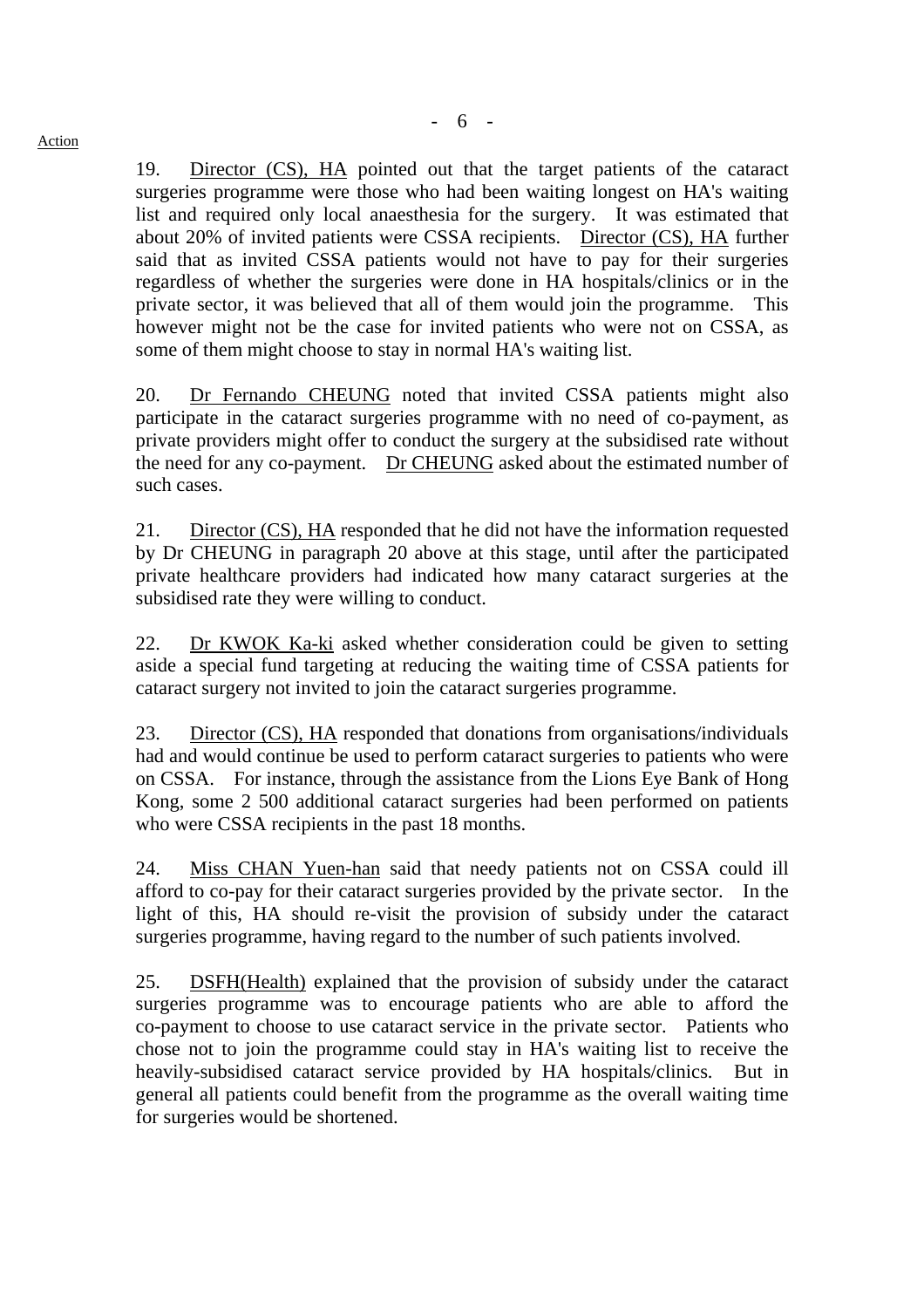19. Director (CS), HA pointed out that the target patients of the cataract surgeries programme were those who had been waiting longest on HA's waiting list and required only local anaesthesia for the surgery. It was estimated that about 20% of invited patients were CSSA recipients. Director (CS), HA further said that as invited CSSA patients would not have to pay for their surgeries regardless of whether the surgeries were done in HA hospitals/clinics or in the private sector, it was believed that all of them would join the programme. This however might not be the case for invited patients who were not on CSSA, as some of them might choose to stay in normal HA's waiting list.

20. Dr Fernando CHEUNG noted that invited CSSA patients might also participate in the cataract surgeries programme with no need of co-payment, as private providers might offer to conduct the surgery at the subsidised rate without the need for any co-payment. Dr CHEUNG asked about the estimated number of such cases.

21. Director (CS), HA responded that he did not have the information requested by Dr CHEUNG in paragraph 20 above at this stage, until after the participated private healthcare providers had indicated how many cataract surgeries at the subsidised rate they were willing to conduct.

22. Dr KWOK Ka-ki asked whether consideration could be given to setting aside a special fund targeting at reducing the waiting time of CSSA patients for cataract surgery not invited to join the cataract surgeries programme.

23. Director (CS), HA responded that donations from organisations/individuals had and would continue be used to perform cataract surgeries to patients who were on CSSA. For instance, through the assistance from the Lions Eye Bank of Hong Kong, some 2 500 additional cataract surgeries had been performed on patients who were CSSA recipients in the past 18 months.

24. Miss CHAN Yuen-han said that needy patients not on CSSA could ill afford to co-pay for their cataract surgeries provided by the private sector. In the light of this, HA should re-visit the provision of subsidy under the cataract surgeries programme, having regard to the number of such patients involved.

25. DSFH(Health) explained that the provision of subsidy under the cataract surgeries programme was to encourage patients who are able to afford the co-payment to choose to use cataract service in the private sector. Patients who chose not to join the programme could stay in HA's waiting list to receive the heavily-subsidised cataract service provided by HA hospitals/clinics. But in general all patients could benefit from the programme as the overall waiting time for surgeries would be shortened.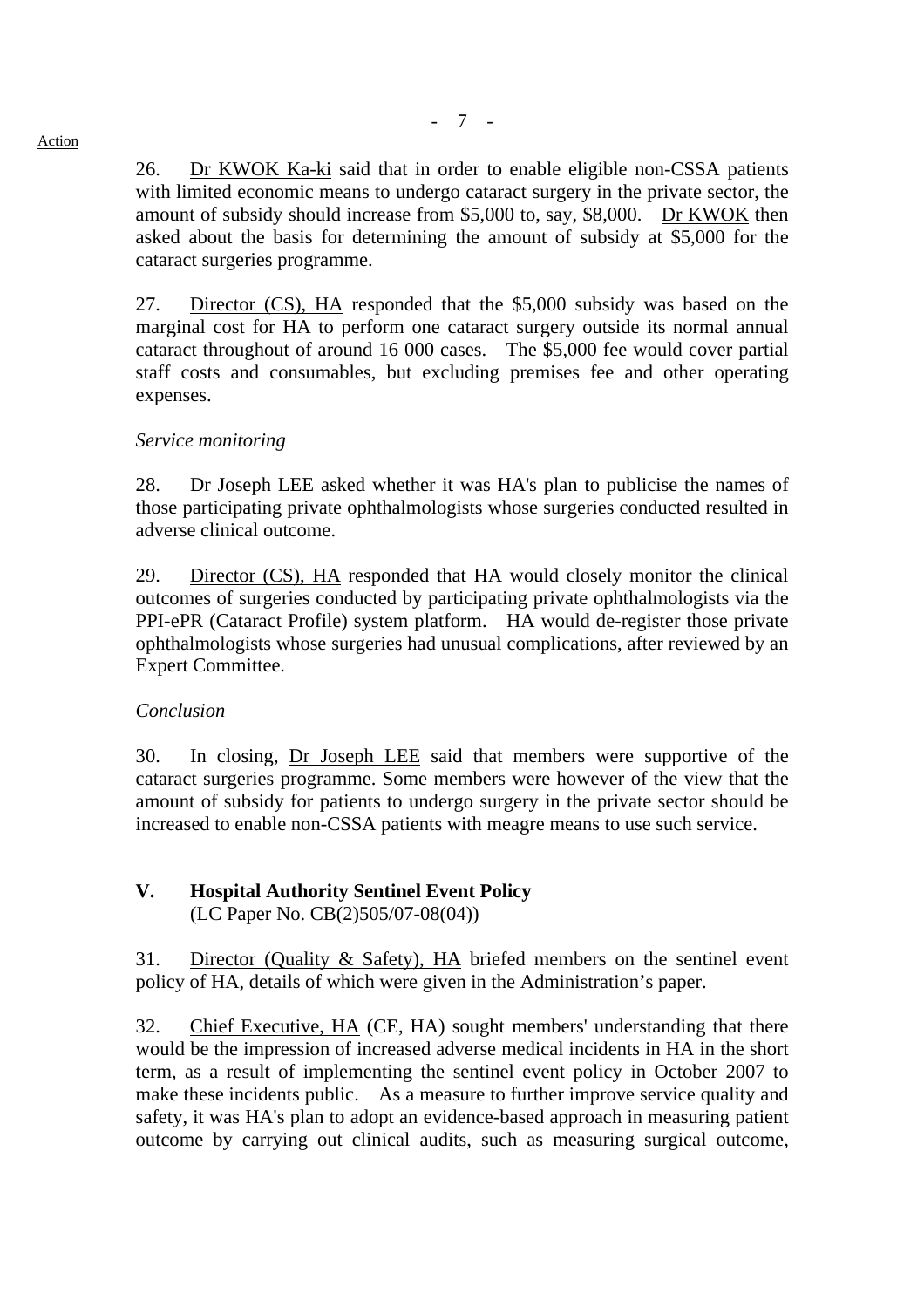26. Dr KWOK Ka-ki said that in order to enable eligible non-CSSA patients with limited economic means to undergo cataract surgery in the private sector, the amount of subsidy should increase from $5,000 to, say, $8,000. Dr KWOK then asked about the basis for determining the amount of subsidy at $5,000 for the cataract surgeries programme.

27. Director (CS), HA responded that the $5,000 subsidy was based on the marginal cost for HA to perform one cataract surgery outside its normal annual cataract throughout of around 16 000 cases. The $5,000 fee would cover partial staff costs and consumables, but excluding premises fee and other operating expenses.

*Service monitoring*

28. Dr Joseph LEE asked whether it was HA's plan to publicise the names of those participating private ophthalmologists whose surgeries conducted resulted in adverse clinical outcome.

29. Director (CS), HA responded that HA would closely monitor the clinical outcomes of surgeries conducted by participating private ophthalmologists via the PPI-ePR (Cataract Profile) system platform. HA would de-register those private ophthalmologists whose surgeries had unusual complications, after reviewed by an Expert Committee.

*Conclusion*

30. In closing, Dr Joseph LEE said that members were supportive of the cataract surgeries programme. Some members were however of the view that the amount of subsidy for patients to undergo surgery in the private sector should be increased to enable non-CSSA patients with meagre means to use such service.

## V. Hospital Authority Sentinel Event Policy

(LC Paper No. CB(2)505/07-08(04))

31. Director (Quality & Safety), HA briefed members on the sentinel event policy of HA, details of which were given in the Administration's paper.

32. Chief Executive, HA (CE, HA) sought members' understanding that there would be the impression of increased adverse medical incidents in HA in the short term, as a result of implementing the sentinel event policy in October 2007 to make these incidents public. As a measure to further improve service quality and safety, it was HA's plan to adopt an evidence-based approach in measuring patient outcome by carrying out clinical audits, such as measuring surgical outcome,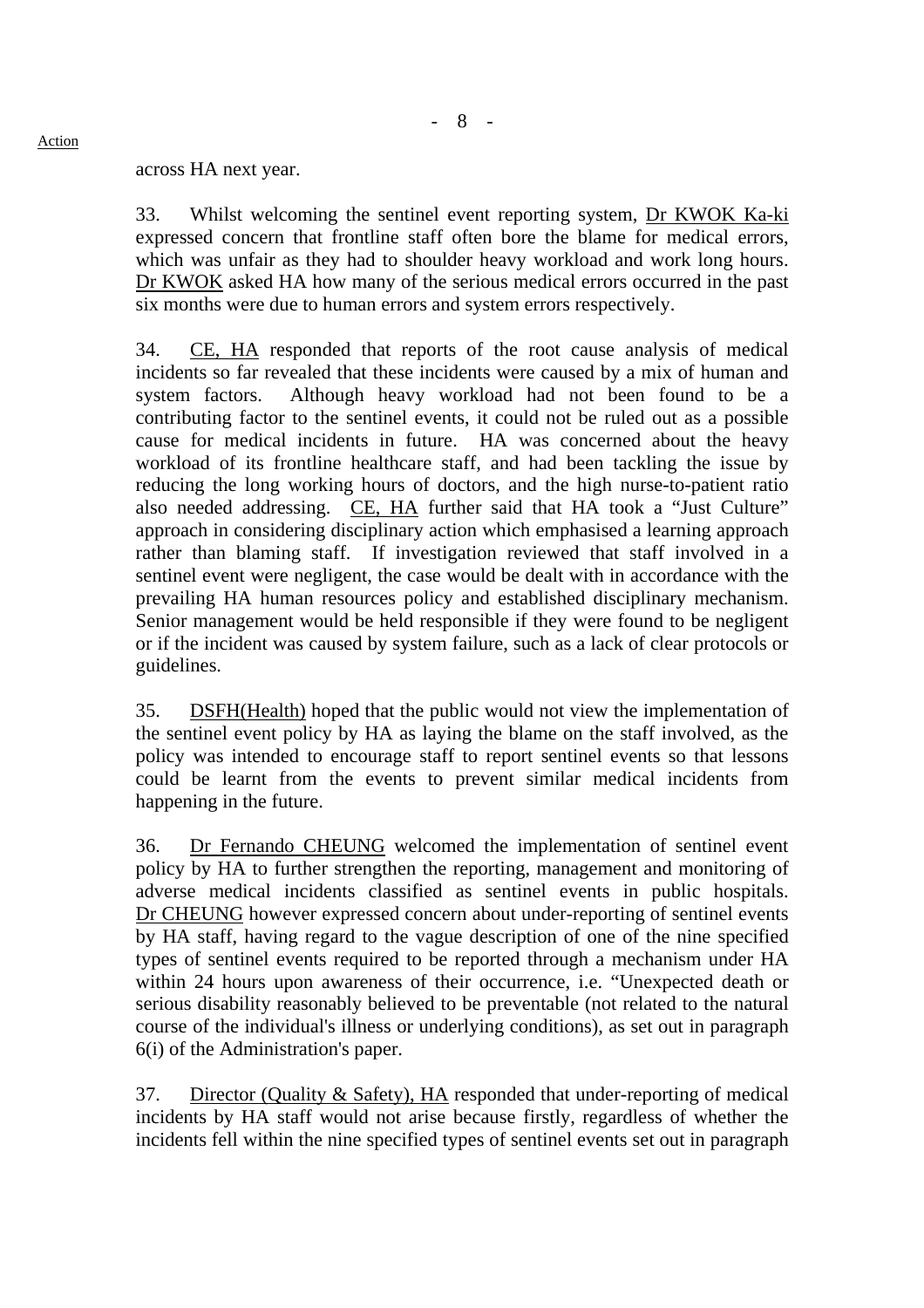across HA next year.

33. Whilst welcoming the sentinel event reporting system, Dr KWOK Ka-ki expressed concern that frontline staff often bore the blame for medical errors, which was unfair as they had to shoulder heavy workload and work long hours. Dr KWOK asked HA how many of the serious medical errors occurred in the past six months were due to human errors and system errors respectively.

34. CE, HA responded that reports of the root cause analysis of medical incidents so far revealed that these incidents were caused by a mix of human and system factors. Although heavy workload had not been found to be a contributing factor to the sentinel events, it could not be ruled out as a possible cause for medical incidents in future. HA was concerned about the heavy workload of its frontline healthcare staff, and had been tackling the issue by reducing the long working hours of doctors, and the high nurse-to-patient ratio also needed addressing. CE, HA further said that HA took a "Just Culture" approach in considering disciplinary action which emphasised a learning approach rather than blaming staff. If investigation reviewed that staff involved in a sentinel event were negligent, the case would be dealt with in accordance with the prevailing HA human resources policy and established disciplinary mechanism. Senior management would be held responsible if they were found to be negligent or if the incident was caused by system failure, such as a lack of clear protocols or guidelines.

35. DSFH(Health) hoped that the public would not view the implementation of the sentinel event policy by HA as laying the blame on the staff involved, as the policy was intended to encourage staff to report sentinel events so that lessons could be learnt from the events to prevent similar medical incidents from happening in the future.

36. Dr Fernando CHEUNG welcomed the implementation of sentinel event policy by HA to further strengthen the reporting, management and monitoring of adverse medical incidents classified as sentinel events in public hospitals. Dr CHEUNG however expressed concern about under-reporting of sentinel events by HA staff, having regard to the vague description of one of the nine specified types of sentinel events required to be reported through a mechanism under HA within 24 hours upon awareness of their occurrence, i.e. "Unexpected death or serious disability reasonably believed to be preventable (not related to the natural course of the individual's illness or underlying conditions), as set out in paragraph 6(i) of the Administration's paper.

37. Director (Quality & Safety), HA responded that under-reporting of medical incidents by HA staff would not arise because firstly, regardless of whether the incidents fell within the nine specified types of sentinel events set out in paragraph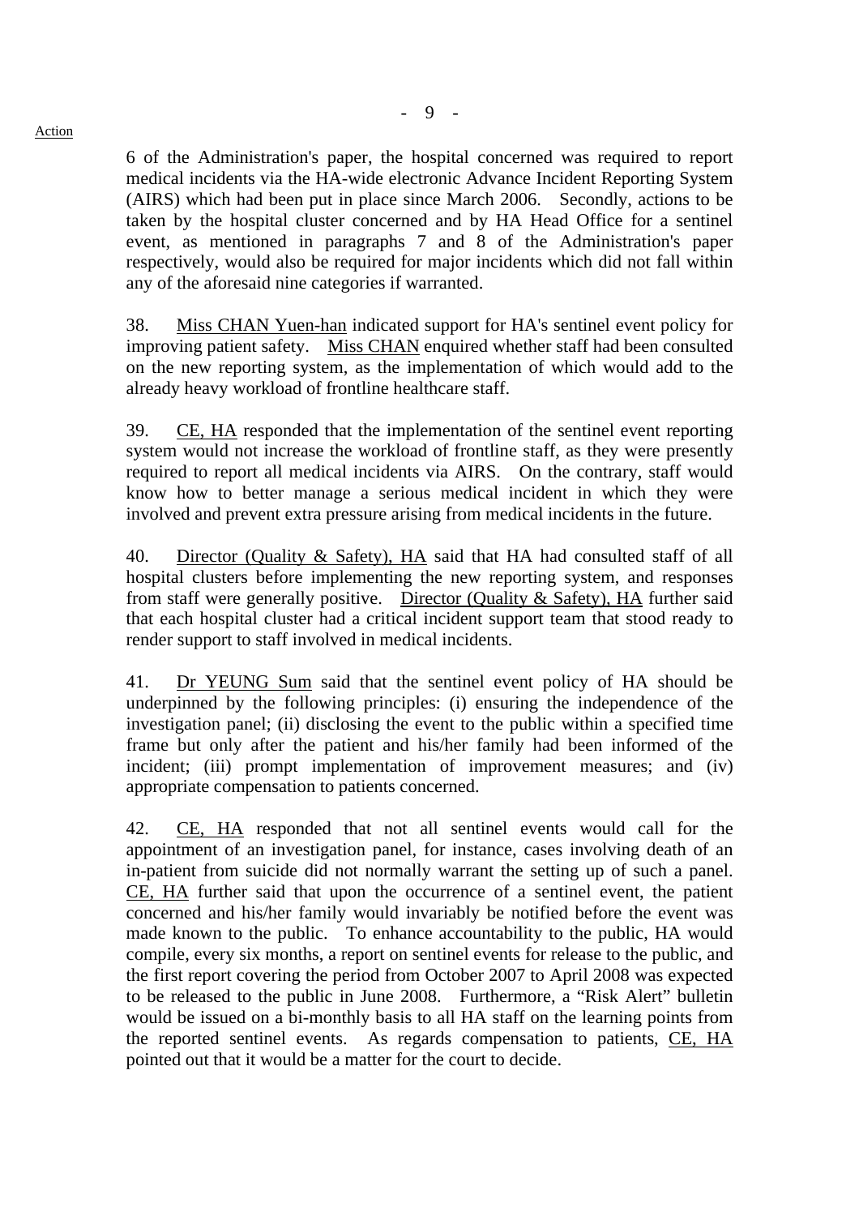6 of the Administration's paper, the hospital concerned was required to report medical incidents via the HA-wide electronic Advance Incident Reporting System (AIRS) which had been put in place since March 2006. Secondly, actions to be taken by the hospital cluster concerned and by HA Head Office for a sentinel event, as mentioned in paragraphs 7 and 8 of the Administration's paper respectively, would also be required for major incidents which did not fall within any of the aforesaid nine categories if warranted.

38. Miss CHAN Yuen-han indicated support for HA's sentinel event policy for improving patient safety. Miss CHAN enquired whether staff had been consulted on the new reporting system, as the implementation of which would add to the already heavy workload of frontline healthcare staff.

39. CE, HA responded that the implementation of the sentinel event reporting system would not increase the workload of frontline staff, as they were presently required to report all medical incidents via AIRS. On the contrary, staff would know how to better manage a serious medical incident in which they were involved and prevent extra pressure arising from medical incidents in the future.

40. Director (Quality & Safety), HA said that HA had consulted staff of all hospital clusters before implementing the new reporting system, and responses from staff were generally positive. Director (Quality & Safety), HA further said that each hospital cluster had a critical incident support team that stood ready to render support to staff involved in medical incidents.

41. Dr YEUNG Sum said that the sentinel event policy of HA should be underpinned by the following principles: (i) ensuring the independence of the investigation panel; (ii) disclosing the event to the public within a specified time frame but only after the patient and his/her family had been informed of the incident; (iii) prompt implementation of improvement measures; and (iv) appropriate compensation to patients concerned.

42. CE, HA responded that not all sentinel events would call for the appointment of an investigation panel, for instance, cases involving death of an in-patient from suicide did not normally warrant the setting up of such a panel. CE, HA further said that upon the occurrence of a sentinel event, the patient concerned and his/her family would invariably be notified before the event was made known to the public. To enhance accountability to the public, HA would compile, every six months, a report on sentinel events for release to the public, and the first report covering the period from October 2007 to April 2008 was expected to be released to the public in June 2008. Furthermore, a "Risk Alert" bulletin would be issued on a bi-monthly basis to all HA staff on the learning points from the reported sentinel events. As regards compensation to patients, CE, HA pointed out that it would be a matter for the court to decide.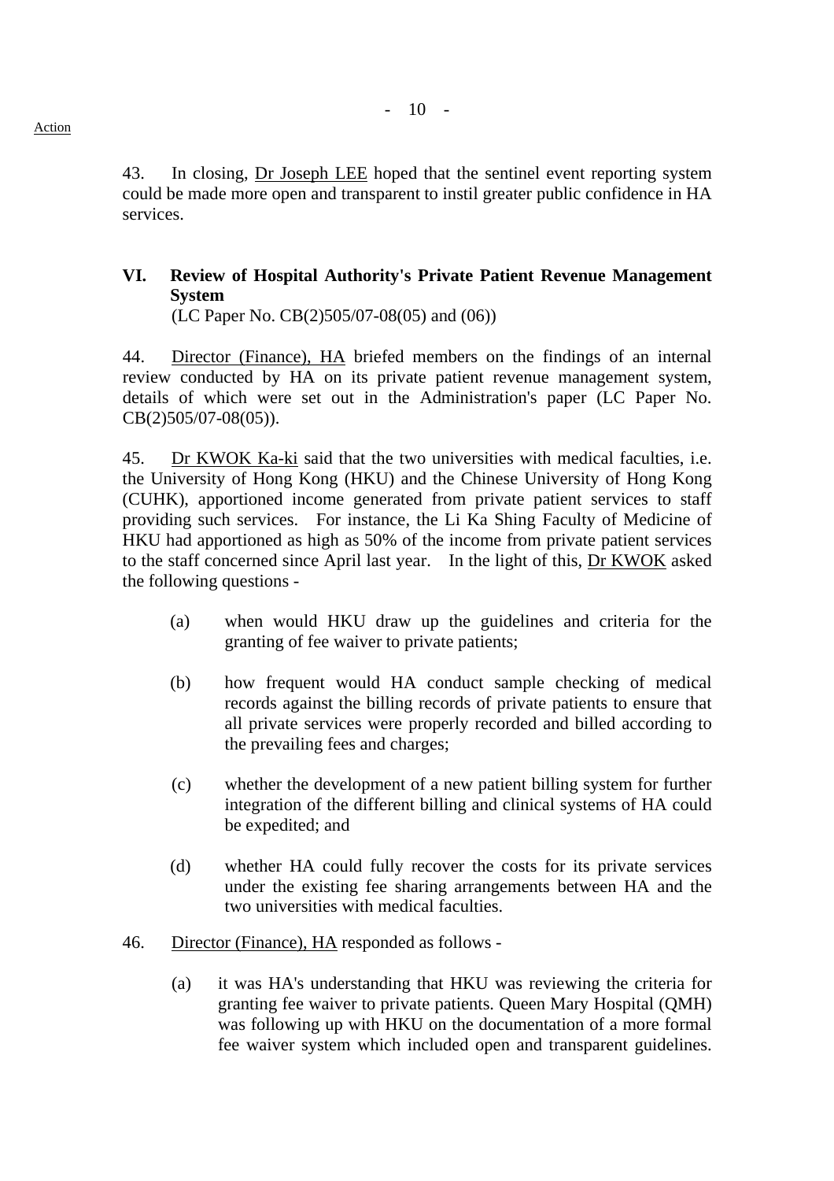Action

43. In closing, Dr Joseph LEE hoped that the sentinel event reporting system could be made more open and transparent to instil greater public confidence in HA services.

## VI. Review of Hospital Authority's Private Patient Revenue Management System

(LC Paper No. CB(2)505/07-08(05) and (06))

44. Director (Finance), HA briefed members on the findings of an internal review conducted by HA on its private patient revenue management system, details of which were set out in the Administration's paper (LC Paper No. CB(2)505/07-08(05)).

45. Dr KWOK Ka-ki said that the two universities with medical faculties, i.e. the University of Hong Kong (HKU) and the Chinese University of Hong Kong (CUHK), apportioned income generated from private patient services to staff providing such services. For instance, the Li Ka Shing Faculty of Medicine of HKU had apportioned as high as 50% of the income from private patient services to the staff concerned since April last year. In the light of this, Dr KWOK asked the following questions -

(a) when would HKU draw up the guidelines and criteria for the granting of fee waiver to private patients;

(b) how frequent would HA conduct sample checking of medical records against the billing records of private patients to ensure that all private services were properly recorded and billed according to the prevailing fees and charges;

(c) whether the development of a new patient billing system for further integration of the different billing and clinical systems of HA could be expedited; and

(d) whether HA could fully recover the costs for its private services under the existing fee sharing arrangements between HA and the two universities with medical faculties.

46. Director (Finance), HA responded as follows -

(a) it was HA's understanding that HKU was reviewing the criteria for granting fee waiver to private patients. Queen Mary Hospital (QMH) was following up with HKU on the documentation of a more formal fee waiver system which included open and transparent guidelines.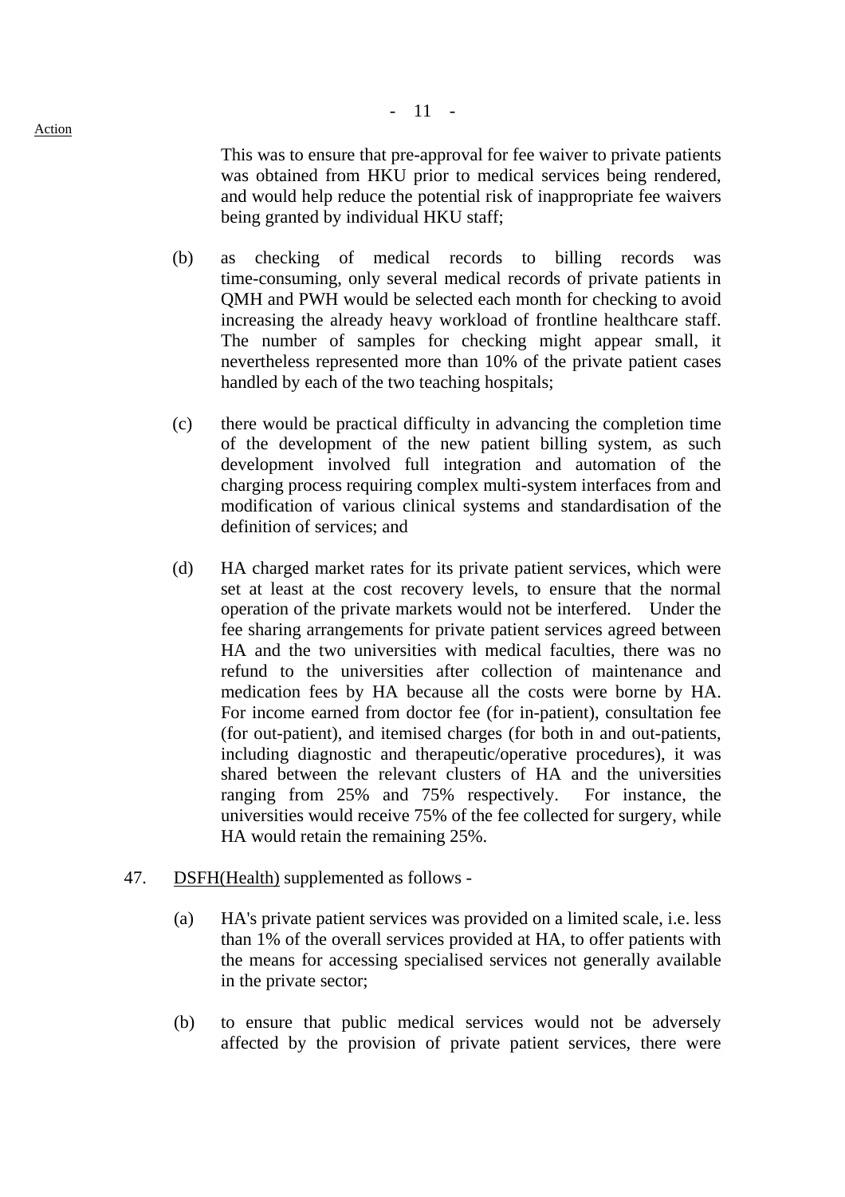Action

This was to ensure that pre-approval for fee waiver to private patients was obtained from HKU prior to medical services being rendered, and would help reduce the potential risk of inappropriate fee waivers being granted by individual HKU staff;

(b) as checking of medical records to billing records was time-consuming, only several medical records of private patients in QMH and PWH would be selected each month for checking to avoid increasing the already heavy workload of frontline healthcare staff. The number of samples for checking might appear small, it nevertheless represented more than 10% of the private patient cases handled by each of the two teaching hospitals;

(c) there would be practical difficulty in advancing the completion time of the development of the new patient billing system, as such development involved full integration and automation of the charging process requiring complex multi-system interfaces from and modification of various clinical systems and standardisation of the definition of services; and

(d) HA charged market rates for its private patient services, which were set at least at the cost recovery levels, to ensure that the normal operation of the private markets would not be interfered. Under the fee sharing arrangements for private patient services agreed between HA and the two universities with medical faculties, there was no refund to the universities after collection of maintenance and medication fees by HA because all the costs were borne by HA. For income earned from doctor fee (for in-patient), consultation fee (for out-patient), and itemised charges (for both in and out-patients, including diagnostic and therapeutic/operative procedures), it was shared between the relevant clusters of HA and the universities ranging from 25% and 75% respectively. For instance, the universities would receive 75% of the fee collected for surgery, while HA would retain the remaining 25%.

47. DSFH(Health) supplemented as follows -

(a) HA's private patient services was provided on a limited scale, i.e. less than 1% of the overall services provided at HA, to offer patients with the means for accessing specialised services not generally available in the private sector;

(b) to ensure that public medical services would not be adversely affected by the provision of private patient services, there were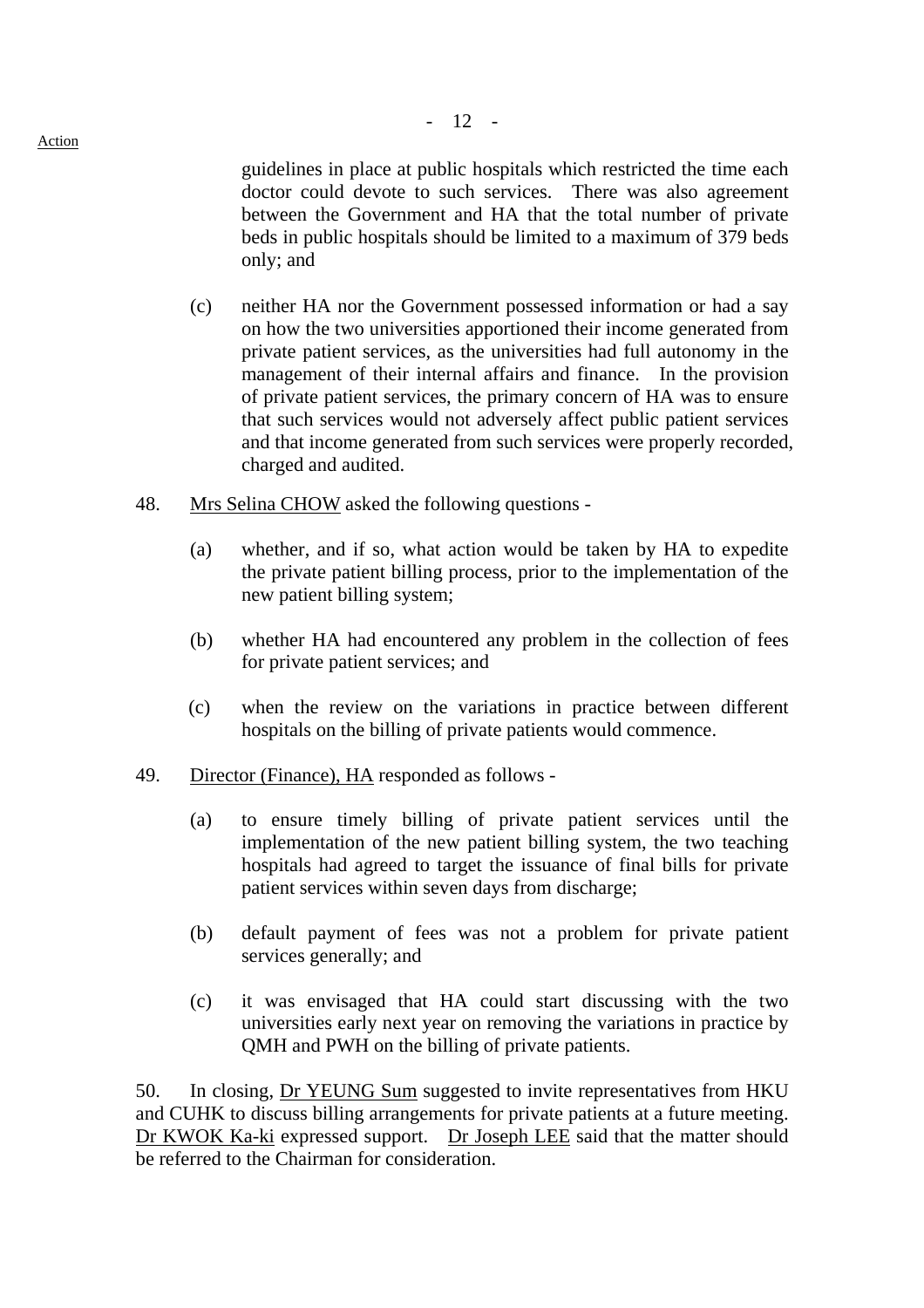guidelines in place at public hospitals which restricted the time each doctor could devote to such services. There was also agreement between the Government and HA that the total number of private beds in public hospitals should be limited to a maximum of 379 beds only; and

(c) neither HA nor the Government possessed information or had a say on how the two universities apportioned their income generated from private patient services, as the universities had full autonomy in the management of their internal affairs and finance. In the provision of private patient services, the primary concern of HA was to ensure that such services would not adversely affect public patient services and that income generated from such services were properly recorded, charged and audited.

48. Mrs Selina CHOW asked the following questions -

(a) whether, and if so, what action would be taken by HA to expedite the private patient billing process, prior to the implementation of the new patient billing system;

(b) whether HA had encountered any problem in the collection of fees for private patient services; and

(c) when the review on the variations in practice between different hospitals on the billing of private patients would commence.

49. Director (Finance), HA responded as follows -

(a) to ensure timely billing of private patient services until the implementation of the new patient billing system, the two teaching hospitals had agreed to target the issuance of final bills for private patient services within seven days from discharge;

(b) default payment of fees was not a problem for private patient services generally; and

(c) it was envisaged that HA could start discussing with the two universities early next year on removing the variations in practice by QMH and PWH on the billing of private patients.

50. In closing, Dr YEUNG Sum suggested to invite representatives from HKU and CUHK to discuss billing arrangements for private patients at a future meeting. Dr KWOK Ka-ki expressed support. Dr Joseph LEE said that the matter should be referred to the Chairman for consideration.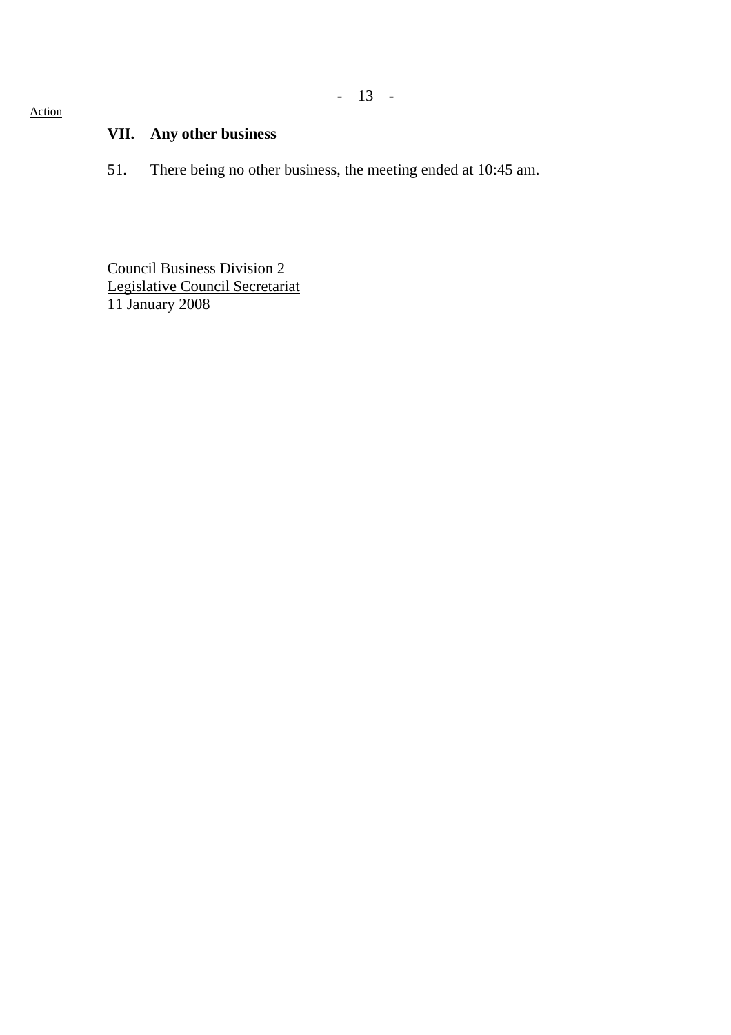Action

## VII. Any other business

51. There being no other business, the meeting ended at 10:45 am.

Council Business Division 2
Legislative Council Secretariat
11 January 2008